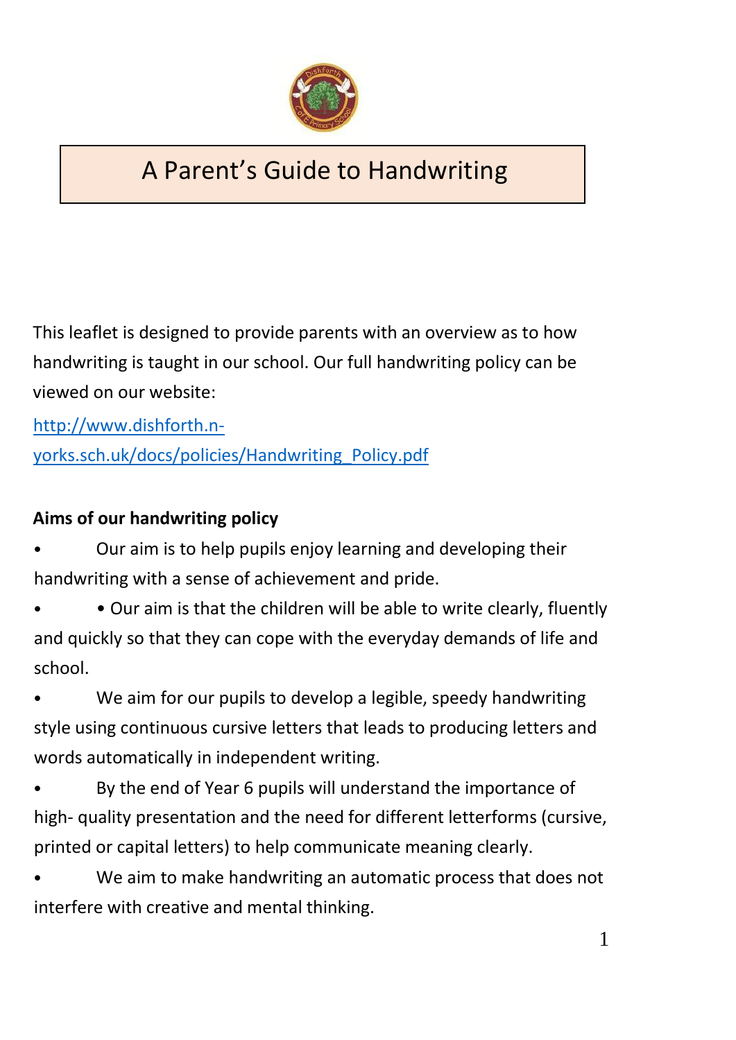# A Parent's Guide to Handwriting

This leaflet is designed to provide parents with an overview as to how handwriting is taught in our school. Our full handwriting policy can be viewed on our website:

[http://www.dishforth.n-yorks.sch.uk/docs/policies/Handwriting_Policy.pdf](http://www.dishforth.n-yorks.sch.uk/docs/policies/Handwriting_Policy.pdf)

**Aims of our handwriting policy**

- Our aim is to help pupils enjoy learning and developing their handwriting with a sense of achievement and pride.
- • Our aim is that the children will be able to write clearly, fluently and quickly so that they can cope with the everyday demands of life and school.
- We aim for our pupils to develop a legible, speedy handwriting style using continuous cursive letters that leads to producing letters and words automatically in independent writing.
- By the end of Year 6 pupils will understand the importance of high- quality presentation and the need for different letterforms (cursive, printed or capital letters) to help communicate meaning clearly.
- We aim to make handwriting an automatic process that does not interfere with creative and mental thinking.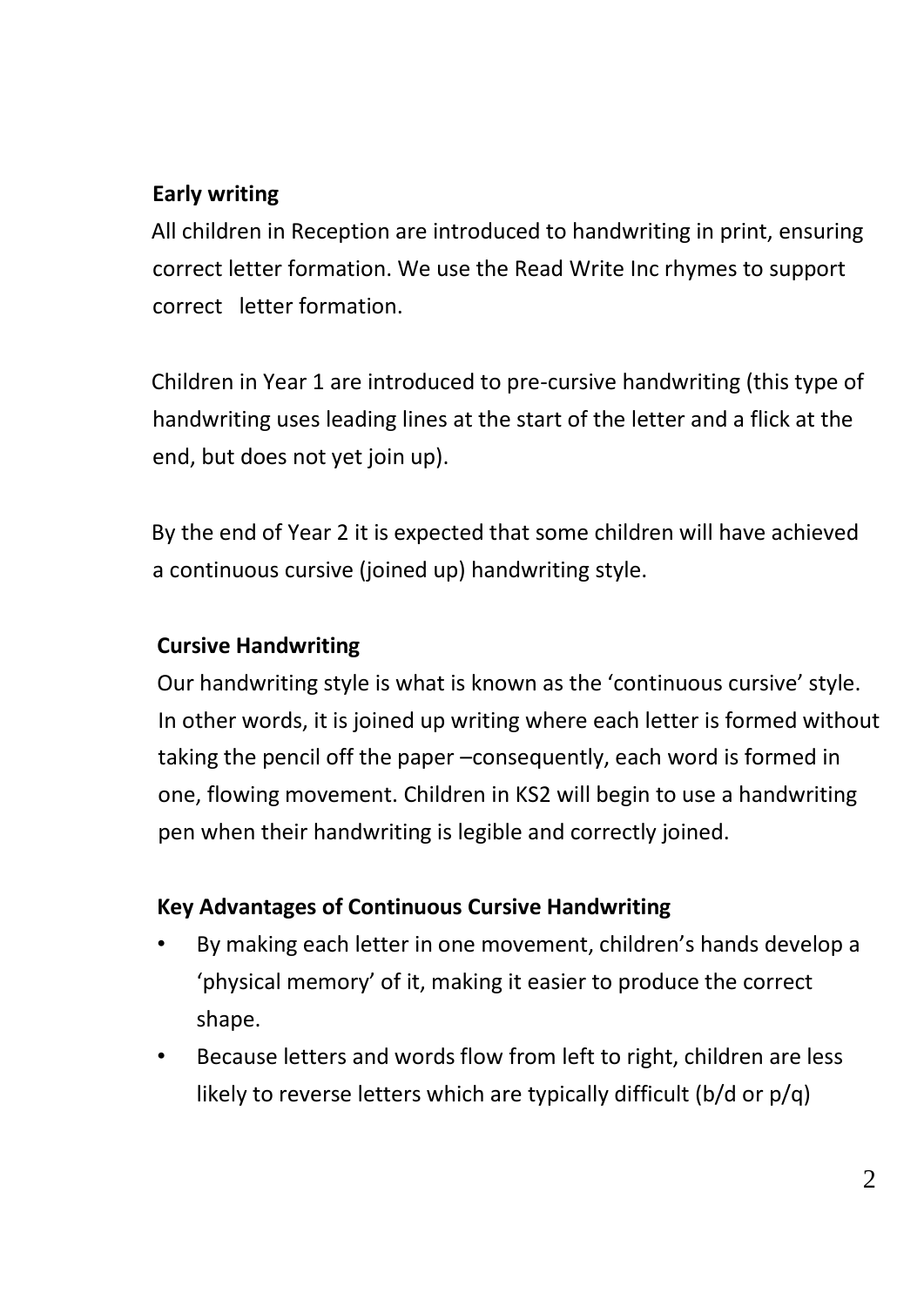**Early writing**

All children in Reception are introduced to handwriting in print, ensuring correct letter formation. We use the Read Write Inc rhymes to support correct letter formation.

Children in Year 1 are introduced to pre-cursive handwriting (this type of handwriting uses leading lines at the start of the letter and a flick at the end, but does not yet join up).

By the end of Year 2 it is expected that some children will have achieved a continuous cursive (joined up) handwriting style.

**Cursive Handwriting**

Our handwriting style is what is known as the 'continuous cursive' style. In other words, it is joined up writing where each letter is formed without taking the pencil off the paper –consequently, each word is formed in one, flowing movement. Children in KS2 will begin to use a handwriting pen when their handwriting is legible and correctly joined.

**Key Advantages of Continuous Cursive Handwriting**

- By making each letter in one movement, children's hands develop a 'physical memory' of it, making it easier to produce the correct shape.
- Because letters and words flow from left to right, children are less likely to reverse letters which are typically difficult (b/d or p/q)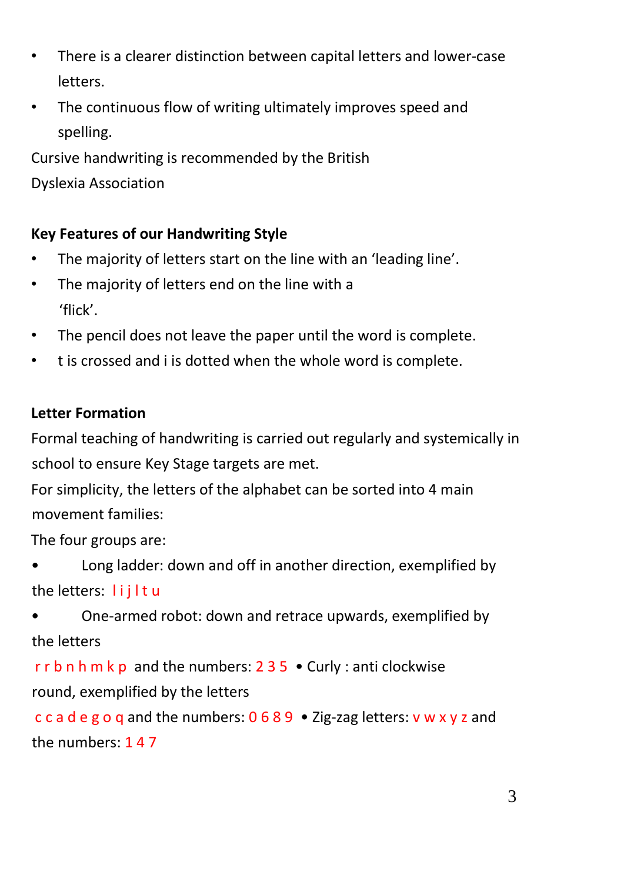- There is a clearer distinction between capital letters and lower-case letters.
- The continuous flow of writing ultimately improves speed and spelling.

Cursive handwriting is recommended by the British Dyslexia Association

**Key Features of our Handwriting Style**

- The majority of letters start on the line with an 'leading line'.
- The majority of letters end on the line with a 'flick'.
- The pencil does not leave the paper until the word is complete.
- t is crossed and i is dotted when the whole word is complete.

**Letter Formation**

Formal teaching of handwriting is carried out regularly and systemically in school to ensure Key Stage targets are met.

For simplicity, the letters of the alphabet can be sorted into 4 main movement families:

The four groups are:

- Long ladder: down and off in another direction, exemplified by the letters: l i j l t u
- One-armed robot: down and retrace upwards, exemplified by the letters r r b n h m k p and the numbers: 2 3 5
- Curly : anti clockwise round, exemplified by the letters c c a d e g o q and the numbers: 0 6 8 9
- Zig-zag letters: v w x y z and the numbers: 1 4 7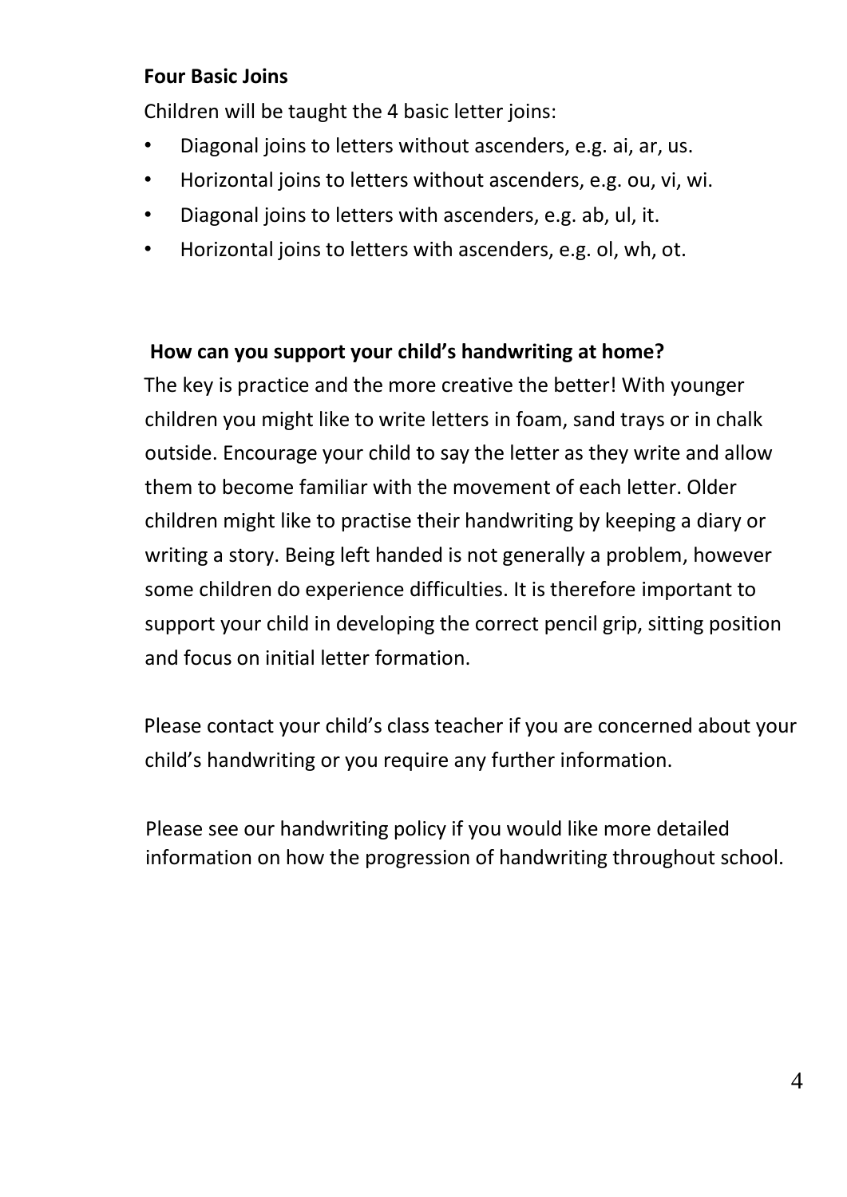**Four Basic Joins**

Children will be taught the 4 basic letter joins:

- Diagonal joins to letters without ascenders, e.g. ai, ar, us.
- Horizontal joins to letters without ascenders, e.g. ou, vi, wi.
- Diagonal joins to letters with ascenders, e.g. ab, ul, it.
- Horizontal joins to letters with ascenders, e.g. ol, wh, ot.

**How can you support your child's handwriting at home?**

The key is practice and the more creative the better! With younger children you might like to write letters in foam, sand trays or in chalk outside. Encourage your child to say the letter as they write and allow them to become familiar with the movement of each letter. Older children might like to practise their handwriting by keeping a diary or writing a story. Being left handed is not generally a problem, however some children do experience difficulties. It is therefore important to support your child in developing the correct pencil grip, sitting position and focus on initial letter formation.

Please contact your child's class teacher if you are concerned about your child's handwriting or you require any further information.

Please see our handwriting policy if you would like more detailed information on how the progression of handwriting throughout school.